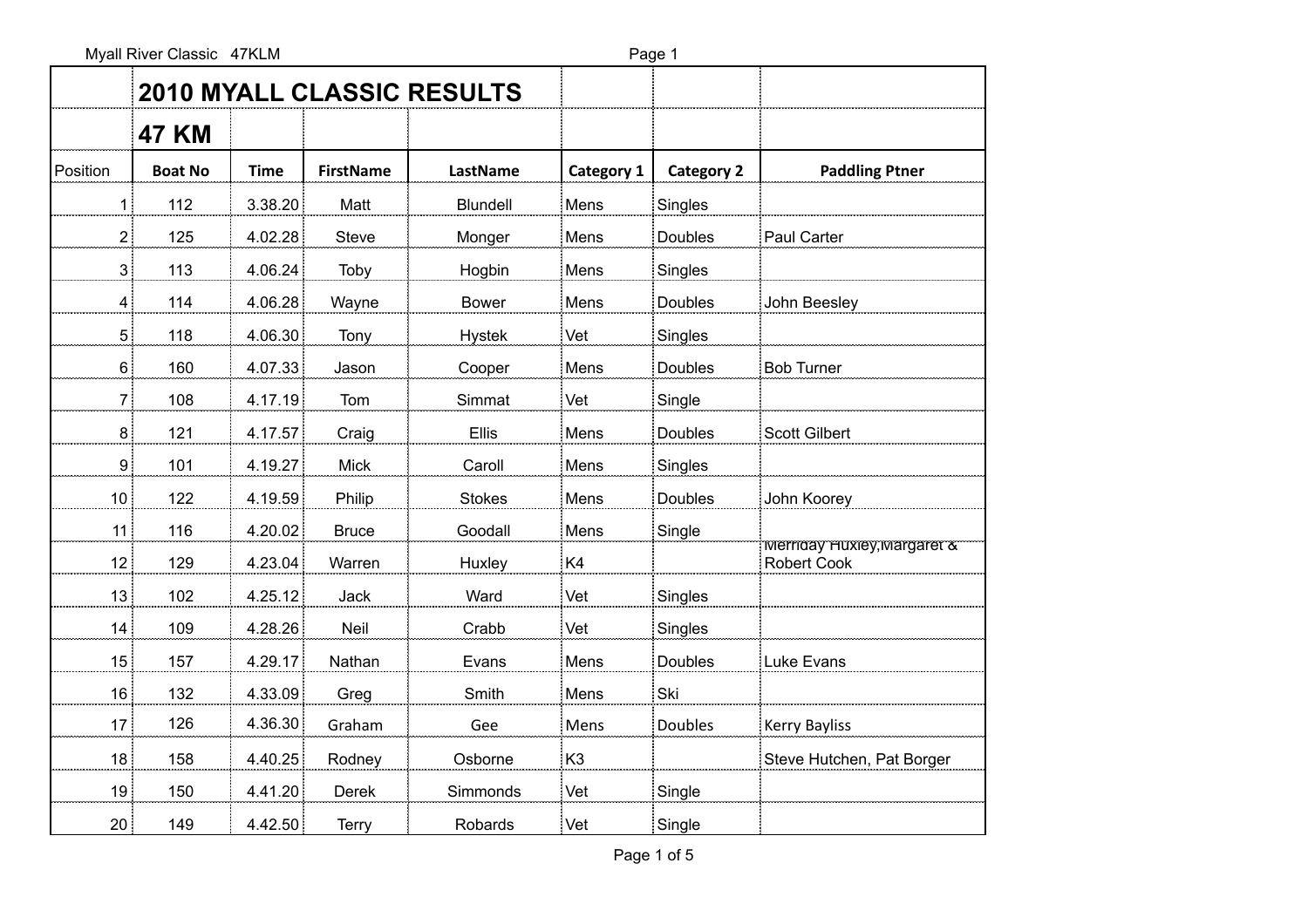# 2010 MYALL CLASSIC RESULTS

## 47 KM

| Position | Boat No | Time | FirstName | LastName | Category 1 | Category 2 | Paddling Ptner |
|---|---|---|---|---|---|---|---|
| 1 | 112 | 3.38.20 | Matt | Blundell | Mens | Singles | |
| 2 | 125 | 4.02.28 | Steve | Monger | Mens | Doubles | Paul Carter |
| 3 | 113 | 4.06.24 | Toby | Hogbin | Mens | Singles | |
| 4 | 114 | 4.06.28 | Wayne | Bower | Mens | Doubles | John Beesley |
| 5 | 118 | 4.06.30 | Tony | Hystek | Vet | Singles | |
| 6 | 160 | 4.07.33 | Jason | Cooper | Mens | Doubles | Bob Turner |
| 7 | 108 | 4.17.19 | Tom | Simmat | Vet | Single | |
| 8 | 121 | 4.17.57 | Craig | Ellis | Mens | Doubles | Scott Gilbert |
| 9 | 101 | 4.19.27 | Mick | Caroll | Mens | Singles | |
| 10 | 122 | 4.19.59 | Philip | Stokes | Mens | Doubles | John Koorey |
| 11 | 116 | 4.20.02 | Bruce | Goodall | Mens | Single | |
| 12 | 129 | 4.23.04 | Warren | Huxley | K4 | | Merriday Huxley,Margaret & Robert Cook |
| 13 | 102 | 4.25.12 | Jack | Ward | Vet | Singles | |
| 14 | 109 | 4.28.26 | Neil | Crabb | Vet | Singles | |
| 15 | 157 | 4.29.17 | Nathan | Evans | Mens | Doubles | Luke Evans |
| 16 | 132 | 4.33.09 | Greg | Smith | Mens | Ski | |
| 17 | 126 | 4.36.30 | Graham | Gee | Mens | Doubles | Kerry Bayliss |
| 18 | 158 | 4.40.25 | Rodney | Osborne | K3 | | Steve Hutchen, Pat Borger |
| 19 | 150 | 4.41.20 | Derek | Simmonds | Vet | Single | |
| 20 | 149 | 4.42.50 | Terry | Robards | Vet | Single | |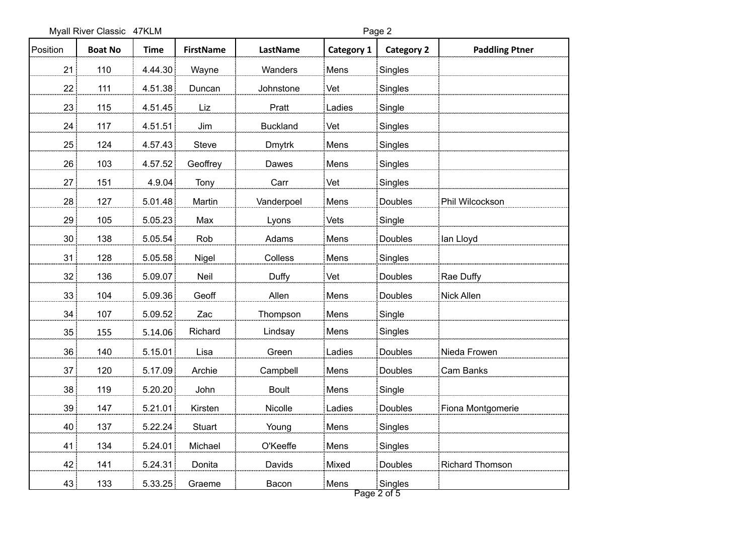Myall River Classic 47KLM

| Position | Boat No | Time | FirstName | LastName | Category 1 | Category 2 | Paddling Ptner |
|---|---|---|---|---|---|---|---|
| 21 | 110 | 4.44.30 | Wayne | Wanders | Mens | Singles | |
| 22 | 111 | 4.51.38 | Duncan | Johnstone | Vet | Singles | |
| 23 | 115 | 4.51.45 | Liz | Pratt | Ladies | Single | |
| 24 | 117 | 4.51.51 | Jim | Buckland | Vet | Singles | |
| 25 | 124 | 4.57.43 | Steve | Dmytrk | Mens | Singles | |
| 26 | 103 | 4.57.52 | Geoffrey | Dawes | Mens | Singles | |
| 27 | 151 | 4.9.04 | Tony | Carr | Vet | Singles | |
| 28 | 127 | 5.01.48 | Martin | Vanderpoel | Mens | Doubles | Phil Wilcockson |
| 29 | 105 | 5.05.23 | Max | Lyons | Vets | Single | |
| 30 | 138 | 5.05.54 | Rob | Adams | Mens | Doubles | Ian Lloyd |
| 31 | 128 | 5.05.58 | Nigel | Colless | Mens | Singles | |
| 32 | 136 | 5.09.07 | Neil | Duffy | Vet | Doubles | Rae Duffy |
| 33 | 104 | 5.09.36 | Geoff | Allen | Mens | Doubles | Nick Allen |
| 34 | 107 | 5.09.52 | Zac | Thompson | Mens | Single | |
| 35 | 155 | 5.14.06 | Richard | Lindsay | Mens | Singles | |
| 36 | 140 | 5.15.01 | Lisa | Green | Ladies | Doubles | Nieda Frowen |
| 37 | 120 | 5.17.09 | Archie | Campbell | Mens | Doubles | Cam Banks |
| 38 | 119 | 5.20.20 | John | Boult | Mens | Single | |
| 39 | 147 | 5.21.01 | Kirsten | Nicolle | Ladies | Doubles | Fiona Montgomerie |
| 40 | 137 | 5.22.24 | Stuart | Young | Mens | Singles | |
| 41 | 134 | 5.24.01 | Michael | O'Keeffe | Mens | Singles | |
| 42 | 141 | 5.24.31 | Donita | Davids | Mixed | Doubles | Richard Thomson |
| 43 | 133 | 5.33.25 | Graeme | Bacon | Mens | Singles | |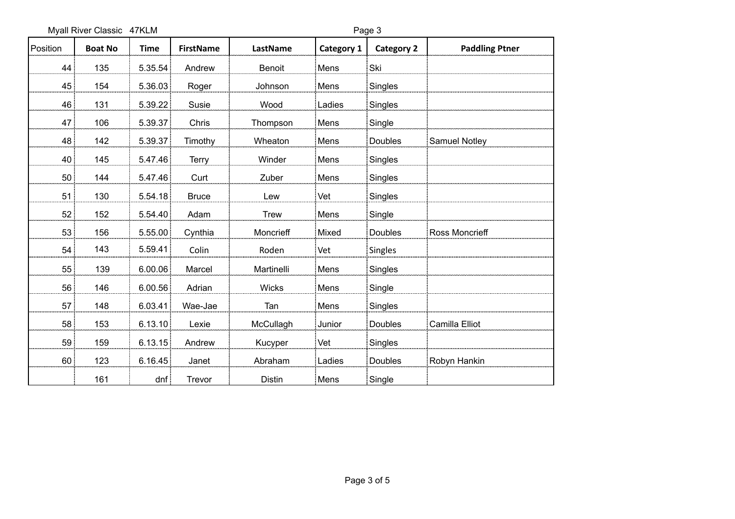Myall River Classic 47KLM

| Position | Boat No | Time | FirstName | LastName | Category 1 | Category 2 | Paddling Ptner |
|---|---|---|---|---|---|---|---|
| 44 | 135 | 5.35.54 | Andrew | Benoit | Mens | Ski | |
| 45 | 154 | 5.36.03 | Roger | Johnson | Mens | Singles | |
| 46 | 131 | 5.39.22 | Susie | Wood | Ladies | Singles | |
| 47 | 106 | 5.39.37 | Chris | Thompson | Mens | Single | |
| 48 | 142 | 5.39.37 | Timothy | Wheaton | Mens | Doubles | Samuel Notley |
| 40 | 145 | 5.47.46 | Terry | Winder | Mens | Singles | |
| 50 | 144 | 5.47.46 | Curt | Zuber | Mens | Singles | |
| 51 | 130 | 5.54.18 | Bruce | Lew | Vet | Singles | |
| 52 | 152 | 5.54.40 | Adam | Trew | Mens | Single | |
| 53 | 156 | 5.55.00 | Cynthia | Moncrieff | Mixed | Doubles | Ross Moncrieff |
| 54 | 143 | 5.59.41 | Colin | Roden | Vet | Singles | |
| 55 | 139 | 6.00.06 | Marcel | Martinelli | Mens | Singles | |
| 56 | 146 | 6.00.56 | Adrian | Wicks | Mens | Single | |
| 57 | 148 | 6.03.41 | Wae-Jae | Tan | Mens | Singles | |
| 58 | 153 | 6.13.10 | Lexie | McCullagh | Junior | Doubles | Camilla Elliot |
| 59 | 159 | 6.13.15 | Andrew | Kucyper | Vet | Singles | |
| 60 | 123 | 6.16.45 | Janet | Abraham | Ladies | Doubles | Robyn Hankin |
| | 161 | dnf | Trevor | Distin | Mens | Single | |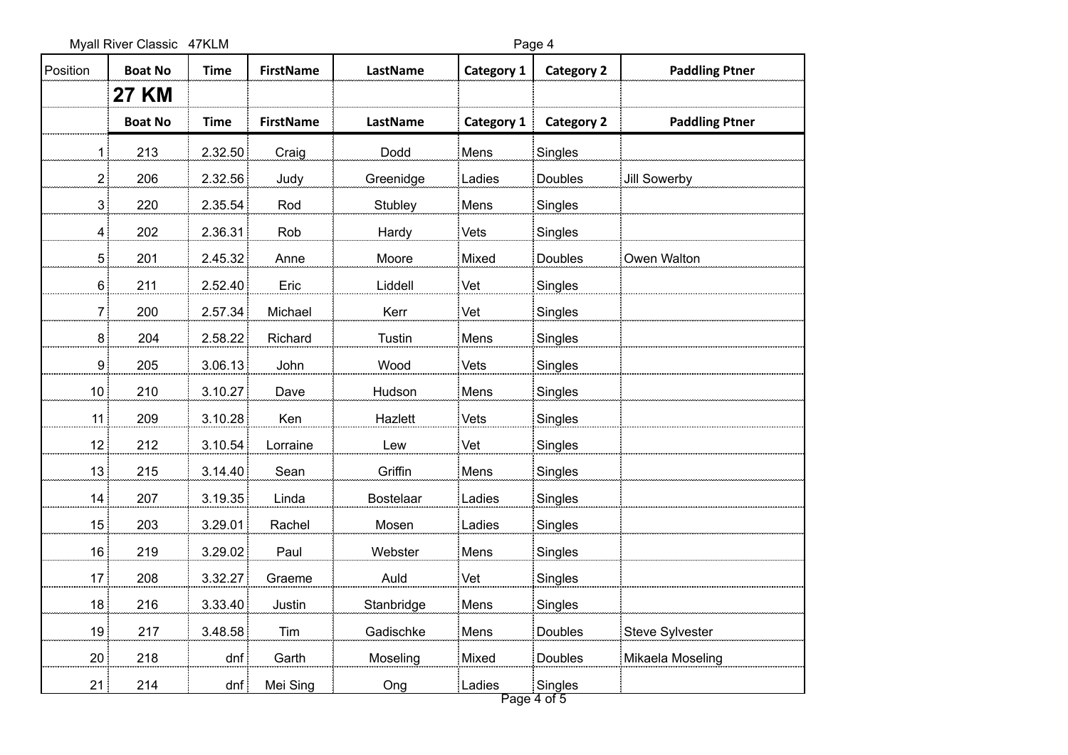| Position | Boat No | Time | FirstName | LastName | Category 1 | Category 2 | Paddling Ptner |
|---|---|---|---|---|---|---|---|
| | **27 KM** | | | | | | |
| | **Boat No** | **Time** | **FirstName** | **LastName** | **Category 1** | **Category 2** | **Paddling Ptner** |
| 1 | 213 | 2.32.50 | Craig | Dodd | Mens | Singles | |
| 2 | 206 | 2.32.56 | Judy | Greenidge | Ladies | Doubles | Jill Sowerby |
| 3 | 220 | 2.35.54 | Rod | Stubley | Mens | Singles | |
| 4 | 202 | 2.36.31 | Rob | Hardy | Vets | Singles | |
| 5 | 201 | 2.45.32 | Anne | Moore | Mixed | Doubles | Owen Walton |
| 6 | 211 | 2.52.40 | Eric | Liddell | Vet | Singles | |
| 7 | 200 | 2.57.34 | Michael | Kerr | Vet | Singles | |
| 8 | 204 | 2.58.22 | Richard | Tustin | Mens | Singles | |
| 9 | 205 | 3.06.13 | John | Wood | Vets | Singles | |
| 10 | 210 | 3.10.27 | Dave | Hudson | Mens | Singles | |
| 11 | 209 | 3.10.28 | Ken | Hazlett | Vets | Singles | |
| 12 | 212 | 3.10.54 | Lorraine | Lew | Vet | Singles | |
| 13 | 215 | 3.14.40 | Sean | Griffin | Mens | Singles | |
| 14 | 207 | 3.19.35 | Linda | Bostelaar | Ladies | Singles | |
| 15 | 203 | 3.29.01 | Rachel | Mosen | Ladies | Singles | |
| 16 | 219 | 3.29.02 | Paul | Webster | Mens | Singles | |
| 17 | 208 | 3.32.27 | Graeme | Auld | Vet | Singles | |
| 18 | 216 | 3.33.40 | Justin | Stanbridge | Mens | Singles | |
| 19 | 217 | 3.48.58 | Tim | Gadischke | Mens | Doubles | Steve Sylvester |
| 20 | 218 | dnf | Garth | Moseling | Mixed | Doubles | Mikaela Moseling |
| 21 | 214 | dnf | Mei Sing | Ong | Ladies | Singles | |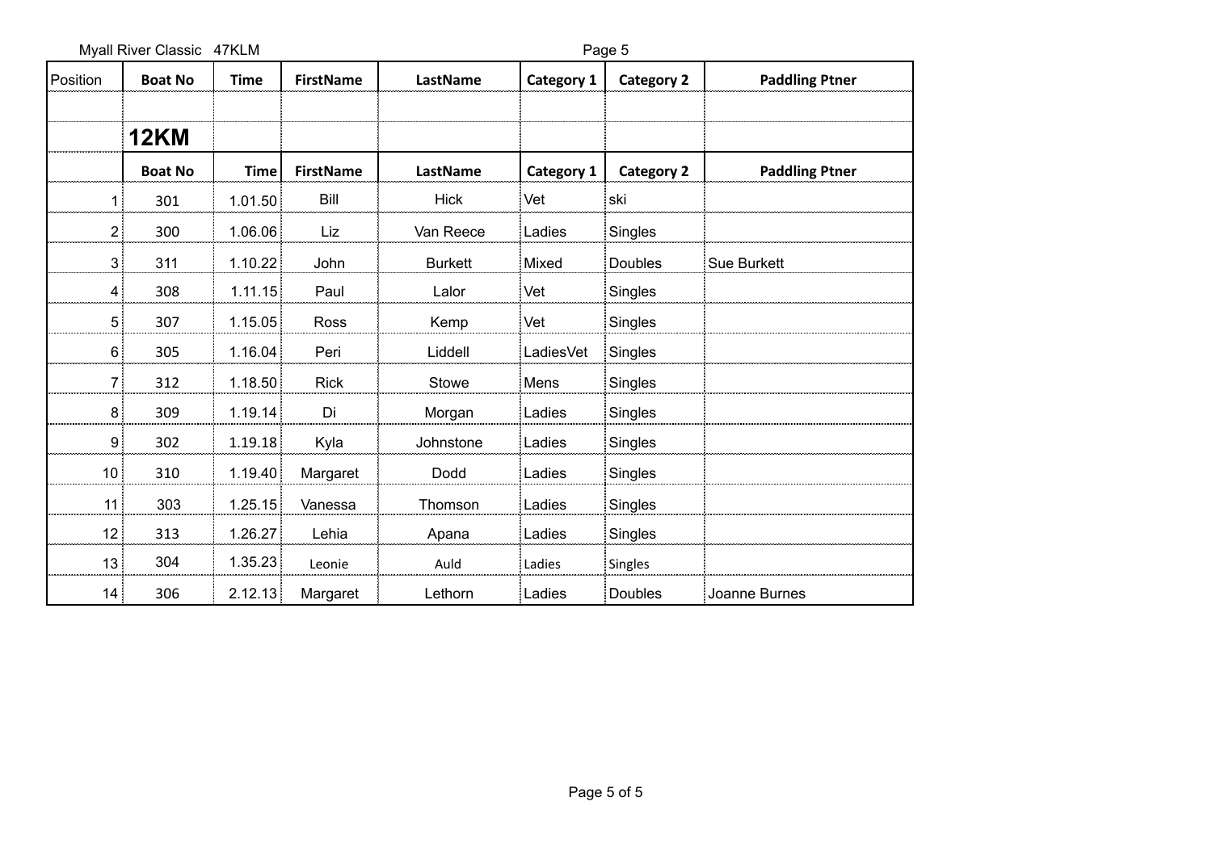| Position | Boat No | Time | FirstName | LastName | Category 1 | Category 2 | Paddling Ptner |
|---|---|---|---|---|---|---|---|
| | | | | | | | |
| | **12KM** | | | | | | |
| | **Boat No** | **Time** | **FirstName** | **LastName** | **Category 1** | **Category 2** | **Paddling Ptner** |
| 1 | 301 | 1.01.50 | Bill | Hick | Vet | ski | |
| 2 | 300 | 1.06.06 | Liz | Van Reece | Ladies | Singles | |
| 3 | 311 | 1.10.22 | John | Burkett | Mixed | Doubles | Sue Burkett |
| 4 | 308 | 1.11.15 | Paul | Lalor | Vet | Singles | |
| 5 | 307 | 1.15.05 | Ross | Kemp | Vet | Singles | |
| 6 | 305 | 1.16.04 | Peri | Liddell | LadiesVet | Singles | |
| 7 | 312 | 1.18.50 | Rick | Stowe | Mens | Singles | |
| 8 | 309 | 1.19.14 | Di | Morgan | Ladies | Singles | |
| 9 | 302 | 1.19.18 | Kyla | Johnstone | Ladies | Singles | |
| 10 | 310 | 1.19.40 | Margaret | Dodd | Ladies | Singles | |
| 11 | 303 | 1.25.15 | Vanessa | Thomson | Ladies | Singles | |
| 12 | 313 | 1.26.27 | Lehia | Apana | Ladies | Singles | |
| 13 | 304 | 1.35.23 | Leonie | Auld | Ladies | Singles | |
| 14 | 306 | 2.12.13 | Margaret | Lethorn | Ladies | Doubles | Joanne Burnes |